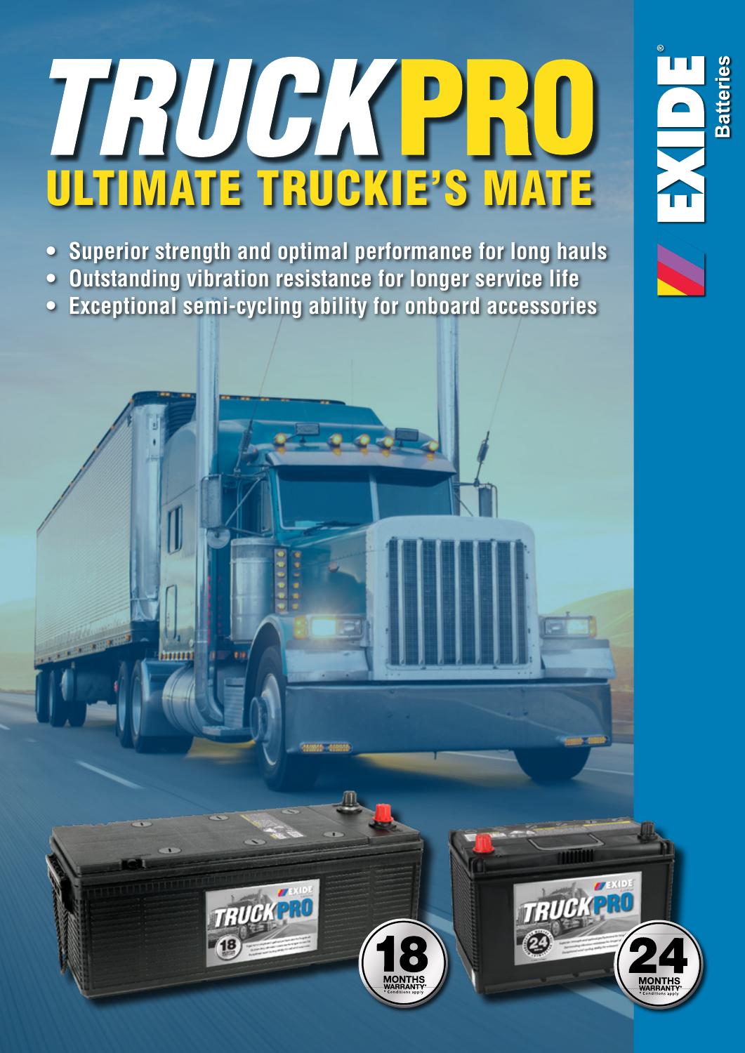# TRUCKPRO

## ULTIMATE TRUCKIE'S MATE

- Superior strength and optimal performance for long hauls
- Outstanding vibration resistance for longer service life
- Exceptional semi-cycling ability for onboard accessories

EXIDE® Batteries

18 MONTHS WARRANTY*
*Conditions apply

24 MONTHS WARRANTY*
*Conditions apply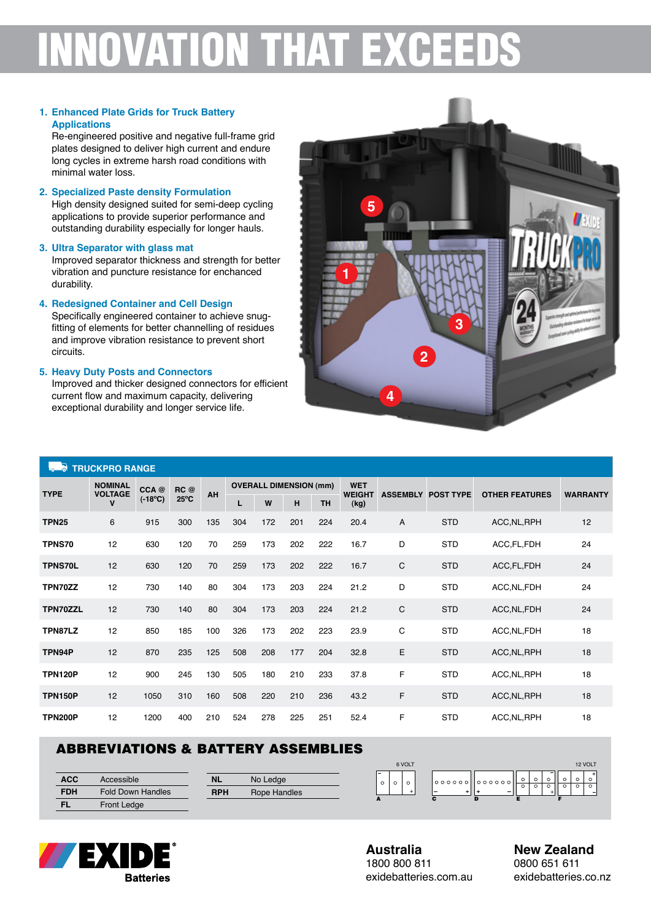# INNOVATION THAT EXCEEDS

1. **Enhanced Plate Grids for Truck Battery Applications**
   Re-engineered positive and negative full-frame grid plates designed to deliver high current and endure long cycles in extreme harsh road conditions with minimal water loss.
2. **Specialized Paste density Formulation**
   High density designed suited for semi-deep cycling applications to provide superior performance and outstanding durability especially for longer hauls.
3. **Ultra Separator with glass mat**
   Improved separator thickness and strength for better vibration and puncture resistance for enchanced durability.
4. **Redesigned Container and Cell Design**
   Specifically engineered container to achieve snug-fitting of elements for better channelling of residues and improve vibration resistance to prevent short circuits.
5. **Heavy Duty Posts and Connectors**
   Improved and thicker designed connectors for efficient current flow and maximum capacity, delivering exceptional durability and longer service life.

## TRUCKPRO RANGE

| TYPE | NOMINAL VOLTAGE V | CCA @ (-18°C) | RC @ 25°C | AH | OVERALL DIMENSION (mm) | | | | WET WEIGHT (kg) | ASSEMBLY | POST TYPE | OTHER FEATURES | WARRANTY |
|---|---|---|---|---|---|---|---|---|---|---|---|---|---|
| | | | | | L | W | H | TH | | | | | |
| TPN25 | 6 | 915 | 300 | 135 | 304 | 172 | 201 | 224 | 20.4 | A | STD | ACC,NL,RPH | 12 |
| TPNS70 | 12 | 630 | 120 | 70 | 259 | 173 | 202 | 222 | 16.7 | D | STD | ACC,FL,FDH | 24 |
| TPNS70L | 12 | 630 | 120 | 70 | 259 | 173 | 202 | 222 | 16.7 | C | STD | ACC,FL,FDH | 24 |
| TPN70ZZ | 12 | 730 | 140 | 80 | 304 | 173 | 203 | 224 | 21.2 | D | STD | ACC,NL,FDH | 24 |
| TPN70ZZL | 12 | 730 | 140 | 80 | 304 | 173 | 203 | 224 | 21.2 | C | STD | ACC,NL,FDH | 24 |
| TPN87LZ | 12 | 850 | 185 | 100 | 326 | 173 | 202 | 223 | 23.9 | C | STD | ACC,NL,FDH | 18 |
| TPN94P | 12 | 870 | 235 | 125 | 508 | 208 | 177 | 204 | 32.8 | E | STD | ACC,NL,RPH | 18 |
| TPN120P | 12 | 900 | 245 | 130 | 505 | 180 | 210 | 233 | 37.8 | F | STD | ACC,NL,RPH | 18 |
| TPN150P | 12 | 1050 | 310 | 160 | 508 | 220 | 210 | 236 | 43.2 | F | STD | ACC,NL,RPH | 18 |
| TPN200P | 12 | 1200 | 400 | 210 | 524 | 278 | 225 | 251 | 52.4 | F | STD | ACC,NL,RPH | 18 |

## ABBREVIATIONS & BATTERY ASSEMBLIES

| | |
|---|---|
| ACC | Accessible |
| FDH | Fold Down Handles |
| FL | Front Ledge |
| NL | No Ledge |
| RPH | Rope Handles |

6 VOLT: A

12 VOLT: C, D, E, F

**Australia**
1800 800 811
exidebatteries.com.au

**New Zealand**
0800 651 611
exidebatteries.co.nz